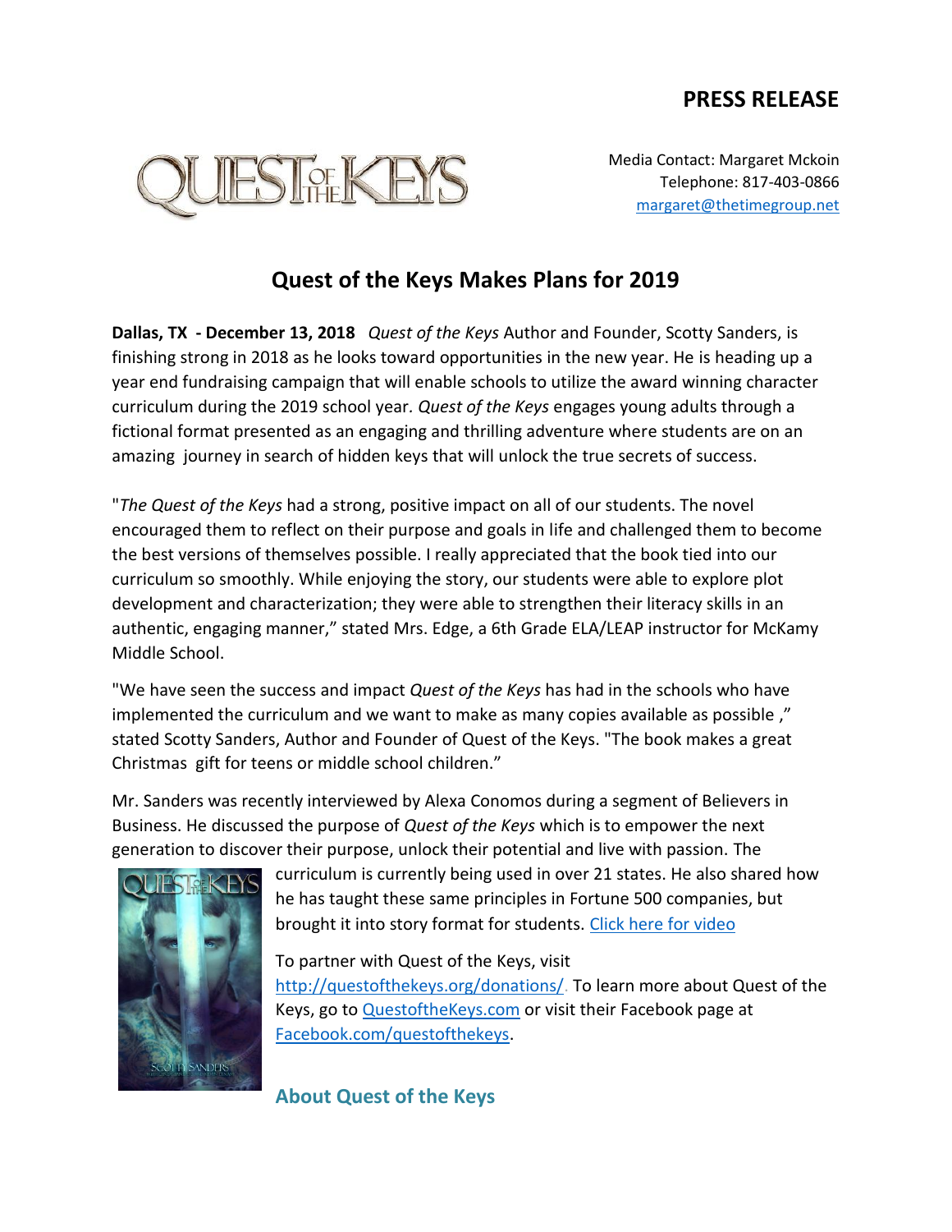# PRESS RELEASE

Media Contact: Margaret Mckoin
Telephone: 817-403-0866
[margaret@thetimegroup.net](mailto:margaret@thetimegroup.net)

## Quest of the Keys Makes Plans for 2019

**Dallas, TX - December 13, 2018** *Quest of the Keys* Author and Founder, Scotty Sanders, is finishing strong in 2018 as he looks toward opportunities in the new year. He is heading up a year end fundraising campaign that will enable schools to utilize the award winning character curriculum during the 2019 school year. *Quest of the Keys* engages young adults through a fictional format presented as an engaging and thrilling adventure where students are on an amazing journey in search of hidden keys that will unlock the true secrets of success.

"*The Quest of the Keys* had a strong, positive impact on all of our students. The novel encouraged them to reflect on their purpose and goals in life and challenged them to become the best versions of themselves possible. I really appreciated that the book tied into our curriculum so smoothly. While enjoying the story, our students were able to explore plot development and characterization; they were able to strengthen their literacy skills in an authentic, engaging manner," stated Mrs. Edge, a 6th Grade ELA/LEAP instructor for McKamy Middle School.

"We have seen the success and impact *Quest of the Keys* has had in the schools who have implemented the curriculum and we want to make as many copies available as possible ," stated Scotty Sanders, Author and Founder of Quest of the Keys. "The book makes a great Christmas gift for teens or middle school children."

Mr. Sanders was recently interviewed by Alexa Conomos during a segment of Believers in Business. He discussed the purpose of *Quest of the Keys* which is to empower the next generation to discover their purpose, unlock their potential and live with passion. The curriculum is currently being used in over 21 states. He also shared how he has taught these same principles in Fortune 500 companies, but brought it into story format for students. Click here for video

To partner with Quest of the Keys, visit http://questofthekeys.org/donations/. To learn more about Quest of the Keys, go to QuestoftheKeys.com or visit their Facebook page at Facebook.com/questofthekeys.

### About Quest of the Keys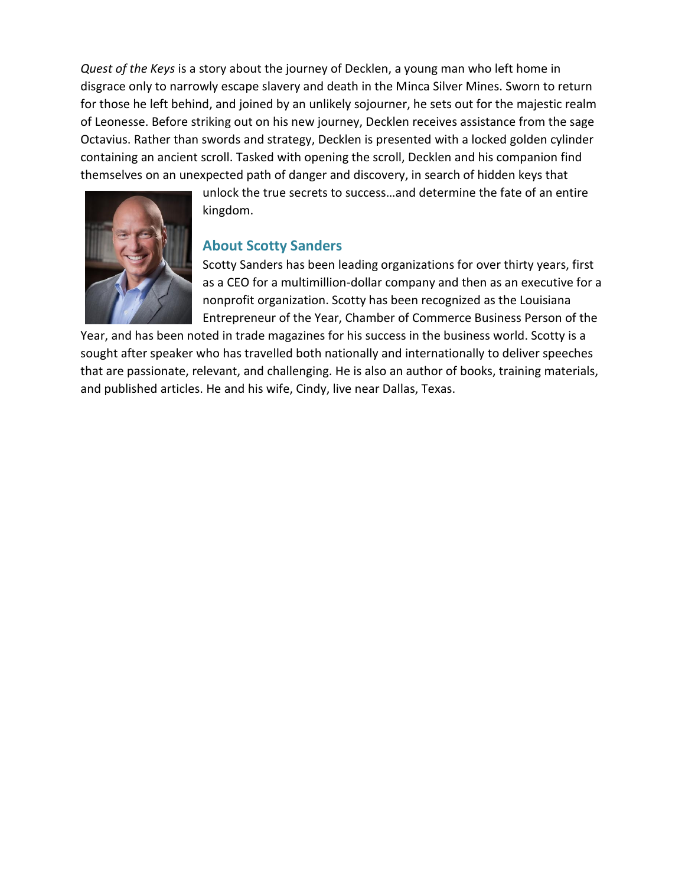*Quest of the Keys* is a story about the journey of Decklen, a young man who left home in disgrace only to narrowly escape slavery and death in the Minca Silver Mines. Sworn to return for those he left behind, and joined by an unlikely sojourner, he sets out for the majestic realm of Leonesse. Before striking out on his new journey, Decklen receives assistance from the sage Octavius. Rather than swords and strategy, Decklen is presented with a locked golden cylinder containing an ancient scroll. Tasked with opening the scroll, Decklen and his companion find themselves on an unexpected path of danger and discovery, in search of hidden keys that unlock the true secrets to success…and determine the fate of an entire kingdom.

## About Scotty Sanders

Scotty Sanders has been leading organizations for over thirty years, first as a CEO for a multimillion-dollar company and then as an executive for a nonprofit organization. Scotty has been recognized as the Louisiana Entrepreneur of the Year, Chamber of Commerce Business Person of the Year, and has been noted in trade magazines for his success in the business world. Scotty is a sought after speaker who has travelled both nationally and internationally to deliver speeches that are passionate, relevant, and challenging. He is also an author of books, training materials, and published articles. He and his wife, Cindy, live near Dallas, Texas.